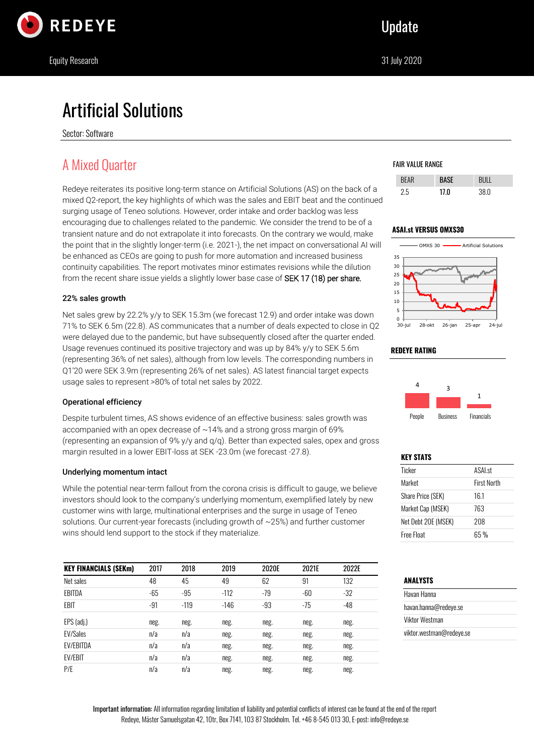REDEYE

Update

Equity Research

31 July 2020

# Artificial Solutions

Sector: Software

## A Mixed Quarter

Redeye reiterates its positive long-term stance on Artificial Solutions (AS) on the back of a mixed Q2-report, the key highlights of which was the sales and EBIT beat and the continued surging usage of Teneo solutions. However, order intake and order backlog was less encouraging due to challenges related to the pandemic. We consider the trend to be of a transient nature and do not extrapolate it into forecasts. On the contrary we would, make the point that in the slightly longer-term (i.e. 2021-), the net impact on conversational AI will be enhanced as CEOs are going to push for more automation and increased business continuity capabilities. The report motivates minor estimates revisions while the dilution from the recent share issue yields a slightly lower base case of SEK 17 (18) per share.

**22% sales growth**

Net sales grew by 22.2% y/y to SEK 15.3m (we forecast 12.9) and order intake was down 71% to SEK 6.5m (22.8). AS communicates that a number of deals expected to close in Q2 were delayed due to the pandemic, but have subsequently closed after the quarter ended. Usage revenues continued its positive trajectory and was up by 84% y/y to SEK 5.6m (representing 36% of net sales), although from low levels. The corresponding numbers in Q1'20 were SEK 3.9m (representing 26% of net sales). AS latest financial target expects usage sales to represent >80% of total net sales by 2022.

**Operational efficiency**

Despite turbulent times, AS shows evidence of an effective business: sales growth was accompanied with an opex decrease of ~14% and a strong gross margin of 69% (representing an expansion of 9% y/y and q/q). Better than expected sales, opex and gross margin resulted in a lower EBIT-loss at SEK -23.0m (we forecast -27.8).

**Underlying momentum intact**

While the potential near-term fallout from the corona crisis is difficult to gauge, we believe investors should look to the company's underlying momentum, exemplified lately by new customer wins with large, multinational enterprises and the surge in usage of Teneo solutions. Our current-year forecasts (including growth of ~25%) and further customer wins should lend support to the stock if they materialize.

| KEY FINANCIALS (SEKm) | 2017 | 2018 | 2019 | 2020E | 2021E | 2022E |
|---|---|---|---|---|---|---|
| Net sales | 48 | 45 | 49 | 62 | 91 | 132 |
| EBITDA | -65 | -95 | -112 | -79 | -60 | -32 |
| EBIT | -91 | -119 | -146 | -93 | -75 | -48 |
| EPS (adj.) | neg. | neg. | neg. | neg. | neg. | neg. |
| EV/Sales | n/a | n/a | neg. | neg. | neg. | neg. |
| EV/EBITDA | n/a | n/a | neg. | neg. | neg. | neg. |
| EV/EBIT | n/a | n/a | neg. | neg. | neg. | neg. |
| P/E | n/a | n/a | neg. | neg. | neg. | neg. |

**FAIR VALUE RANGE**

| BEAR | BASE | BULL |
|---|---|---|
| 2.5 | 17.0 | 38.0 |

**ASAI.st VERSUS OMXS30**

**REDEYE RATING**

| People | Business | Financials |
|---|---|---|
| 4 | 3 | 1 |

**KEY STATS**

| | |
|---|---|
| Ticker | ASAI.st |
| Market | First North |
| Share Price (SEK) | 16.1 |
| Market Cap (MSEK) | 763 |
| Net Debt 20E (MSEK) | 208 |
| Free Float | 65 % |

**ANALYSTS**

Havan Hanna
havan.hanna@redeye.se

Viktor Westman
viktor.westman@redeye.se

**Important information:** All information regarding limitation of liability and potential conflicts of interest can be found at the end of the report
Redeye, Mäster Samuelsgatan 42, 10tr, Box 7141, 103 87 Stockholm. Tel. +46 8-545 013 30, E-post: info@redeye.se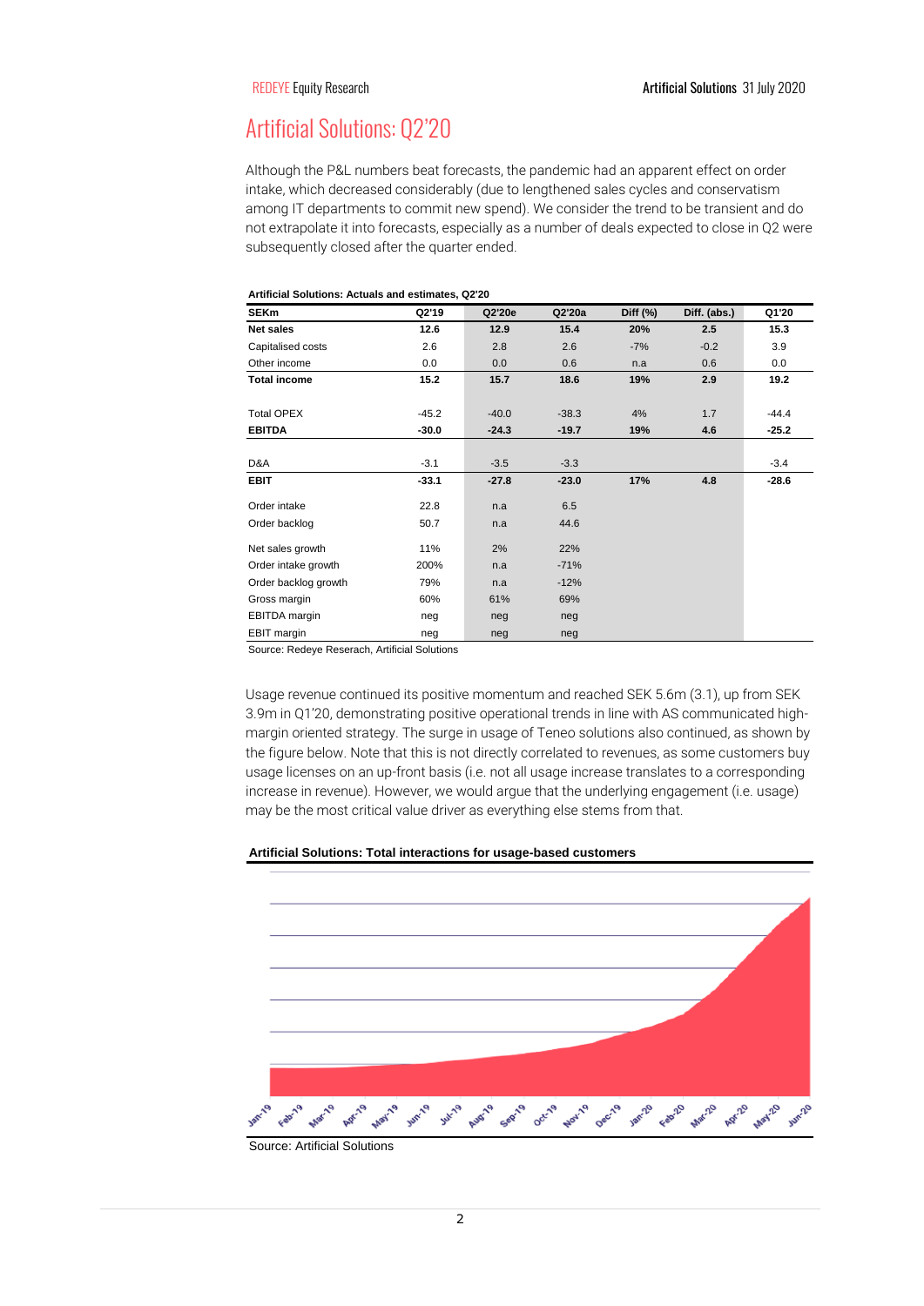## Artificial Solutions: Q2'20

Although the P&L numbers beat forecasts, the pandemic had an apparent effect on order intake, which decreased considerably (due to lengthened sales cycles and conservatism among IT departments to commit new spend). We consider the trend to be transient and do not extrapolate it into forecasts, especially as a number of deals expected to close in Q2 were subsequently closed after the quarter ended.

**Artificial Solutions: Actuals and estimates, Q2'20**

| SEKm | Q2'19 | Q2'20e | Q2'20a | Diff (%) | Diff. (abs.) | Q1'20 |
|---|---|---|---|---|---|---|
| **Net sales** | **12.6** | **12.9** | **15.4** | **20%** | **2.5** | **15.3** |
| Capitalised costs | 2.6 | 2.8 | 2.6 | -7% | -0.2 | 3.9 |
| Other income | 0.0 | 0.0 | 0.6 | n.a | 0.6 | 0.0 |
| **Total income** | **15.2** | **15.7** | **18.6** | **19%** | **2.9** | **19.2** |
| Total OPEX | -45.2 | -40.0 | -38.3 | 4% | 1.7 | -44.4 |
| **EBITDA** | **-30.0** | **-24.3** | **-19.7** | **19%** | **4.6** | **-25.2** |
| D&A | -3.1 | -3.5 | -3.3 | | | -3.4 |
| **EBIT** | **-33.1** | **-27.8** | **-23.0** | **17%** | **4.8** | **-28.6** |
| Order intake | 22.8 | n.a | 6.5 | | | |
| Order backlog | 50.7 | n.a | 44.6 | | | |
| Net sales growth | 11% | 2% | 22% | | | |
| Order intake growth | 200% | n.a | -71% | | | |
| Order backlog growth | 79% | n.a | -12% | | | |
| Gross margin | 60% | 61% | 69% | | | |
| EBITDA margin | neg | neg | neg | | | |
| EBIT margin | neg | neg | neg | | | |

Source: Redeye Reserach, Artificial Solutions

Usage revenue continued its positive momentum and reached SEK 5.6m (3.1), up from SEK 3.9m in Q1'20, demonstrating positive operational trends in line with AS communicated high-margin oriented strategy. The surge in usage of Teneo solutions also continued, as shown by the figure below. Note that this is not directly correlated to revenues, as some customers buy usage licenses on an up-front basis (i.e. not all usage increase translates to a corresponding increase in revenue). However, we would argue that the underlying engagement (i.e. usage) may be the most critical value driver as everything else stems from that.

**Artificial Solutions: Total interactions for usage-based customers**

Jan-19, Feb-19, Mar-19, Apr-19, May-19, Jun-19, Jul-19, Aug-19, Sep-19, Oct-19, Nov-19, Dec-19, Jan-20, Feb-20, Mar-20, Apr-20, May-20, Jun-20

Source: Artificial Solutions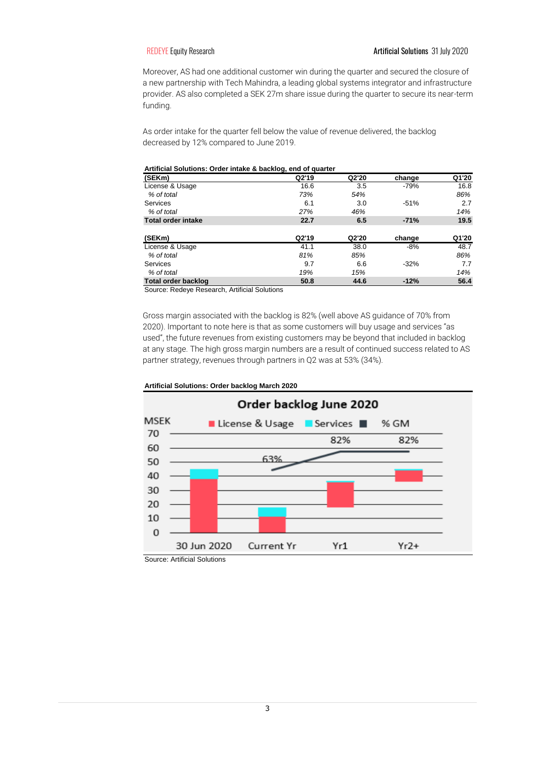Moreover, AS had one additional customer win during the quarter and secured the closure of a new partnership with Tech Mahindra, a leading global systems integrator and infrastructure provider. AS also completed a SEK 27m share issue during the quarter to secure its near-term funding.

As order intake for the quarter fell below the value of revenue delivered, the backlog decreased by 12% compared to June 2019.

**Artificial Solutions: Order intake & backlog, end of quarter**

| (SEKm) | Q2'19 | Q2'20 | change | Q1'20 |
|---|---|---|---|---|
| License & Usage | 16.6 | 3.5 | -79% | 16.8 |
| *% of total* | *73%* | *54%* | | *86%* |
| Services | 6.1 | 3.0 | -51% | 2.7 |
| *% of total* | *27%* | *46%* | | *14%* |
| **Total order intake** | **22.7** | **6.5** | **-71%** | **19.5** |

| (SEKm) | Q2'19 | Q2'20 | change | Q1'20 |
|---|---|---|---|---|
| License & Usage | 41.1 | 38.0 | -8% | 48.7 |
| *% of total* | *81%* | *85%* | | *86%* |
| Services | 9.7 | 6.6 | -32% | 7.7 |
| *% of total* | *19%* | *15%* | | *14%* |
| **Total order backlog** | **50.8** | **44.6** | **-12%** | **56.4** |

Source: Redeye Research, Artificial Solutions

Gross margin associated with the backlog is 82% (well above AS guidance of 70% from 2020). Important to note here is that as some customers will buy usage and services "as used", the future revenues from existing customers may be beyond that included in backlog at any stage. The high gross margin numbers are a result of continued success related to AS partner strategy, revenues through partners in Q2 was at 53% (34%).

**Artificial Solutions: Order backlog March 2020**

Order backlog June 2020

MSEK — License & Usage, Services, % GM

30 Jun 2020 | Current Yr (63%) | Yr1 (82%) | Yr2+ (82%)

Source: Artificial Solutions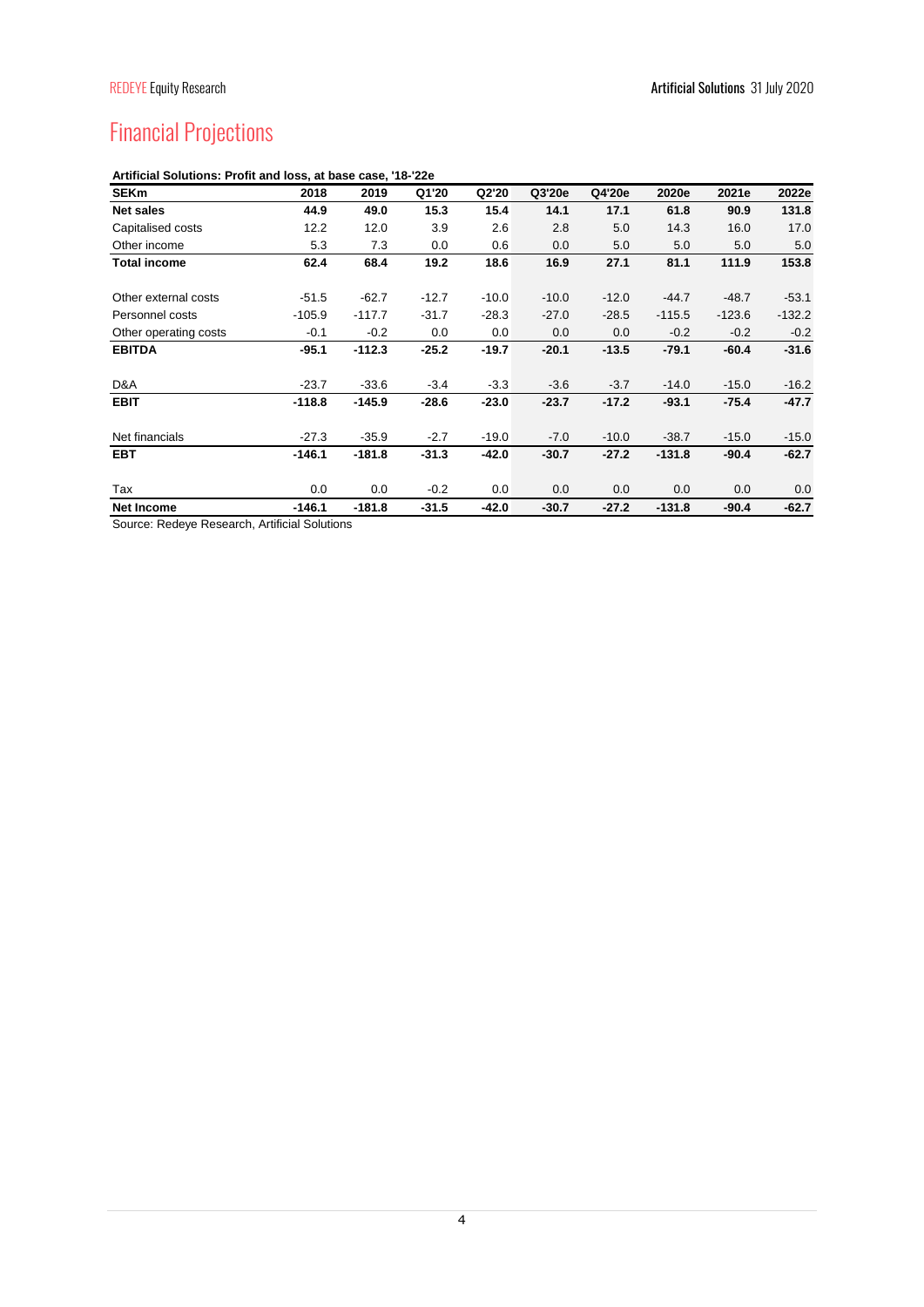# Financial Projections

**Artificial Solutions: Profit and loss, at base case, '18-'22e**

| SEKm | 2018 | 2019 | Q1'20 | Q2'20 | Q3'20e | Q4'20e | 2020e | 2021e | 2022e |
|---|---|---|---|---|---|---|---|---|---|
| **Net sales** | **44.9** | **49.0** | **15.3** | **15.4** | **14.1** | **17.1** | **61.8** | **90.9** | **131.8** |
| Capitalised costs | 12.2 | 12.0 | 3.9 | 2.6 | 2.8 | 5.0 | 14.3 | 16.0 | 17.0 |
| Other income | 5.3 | 7.3 | 0.0 | 0.6 | 0.0 | 5.0 | 5.0 | 5.0 | 5.0 |
| **Total income** | **62.4** | **68.4** | **19.2** | **18.6** | **16.9** | **27.1** | **81.1** | **111.9** | **153.8** |
| | | | | | | | | | |
| Other external costs | -51.5 | -62.7 | -12.7 | -10.0 | -10.0 | -12.0 | -44.7 | -48.7 | -53.1 |
| Personnel costs | -105.9 | -117.7 | -31.7 | -28.3 | -27.0 | -28.5 | -115.5 | -123.6 | -132.2 |
| Other operating costs | -0.1 | -0.2 | 0.0 | 0.0 | 0.0 | 0.0 | -0.2 | -0.2 | -0.2 |
| **EBITDA** | **-95.1** | **-112.3** | **-25.2** | **-19.7** | **-20.1** | **-13.5** | **-79.1** | **-60.4** | **-31.6** |
| | | | | | | | | | |
| D&A | -23.7 | -33.6 | -3.4 | -3.3 | -3.6 | -3.7 | -14.0 | -15.0 | -16.2 |
| **EBIT** | **-118.8** | **-145.9** | **-28.6** | **-23.0** | **-23.7** | **-17.2** | **-93.1** | **-75.4** | **-47.7** |
| | | | | | | | | | |
| Net financials | -27.3 | -35.9 | -2.7 | -19.0 | -7.0 | -10.0 | -38.7 | -15.0 | -15.0 |
| **EBT** | **-146.1** | **-181.8** | **-31.3** | **-42.0** | **-30.7** | **-27.2** | **-131.8** | **-90.4** | **-62.7** |
| | | | | | | | | | |
| Tax | 0.0 | 0.0 | -0.2 | 0.0 | 0.0 | 0.0 | 0.0 | 0.0 | 0.0 |
| **Net Income** | **-146.1** | **-181.8** | **-31.5** | **-42.0** | **-30.7** | **-27.2** | **-131.8** | **-90.4** | **-62.7** |

Source: Redeye Research, Artificial Solutions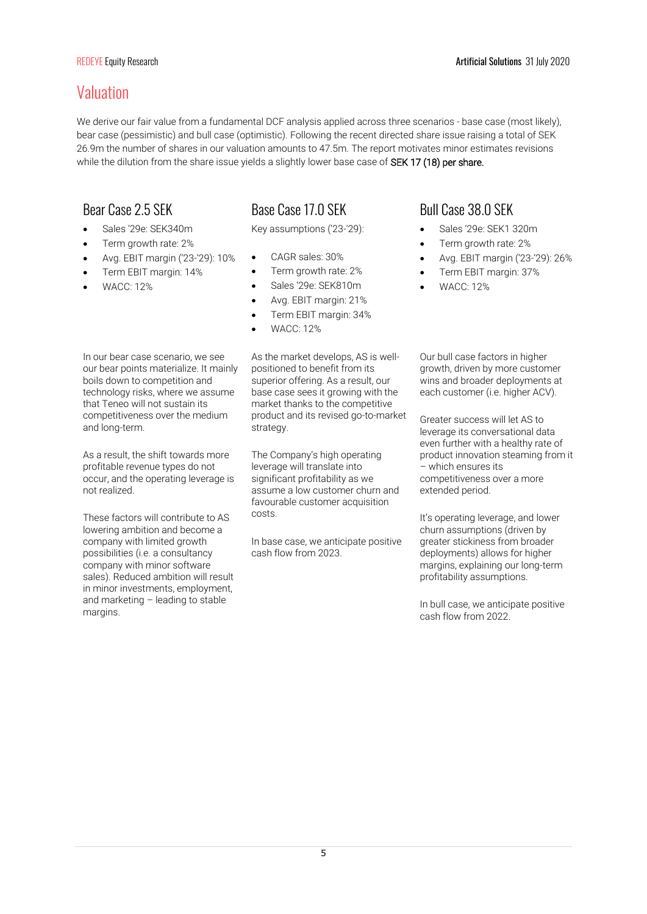# Valuation

We derive our fair value from a fundamental DCF analysis applied across three scenarios - base case (most likely), bear case (pessimistic) and bull case (optimistic). Following the recent directed share issue raising a total of SEK 26.9m the number of shares in our valuation amounts to 47.5m. The report motivates minor estimates revisions while the dilution from the share issue yields a slightly lower base case of **SEK 17 (18) per share.**

## Bear Case 2.5 SEK

- Sales '29e: SEK340m
- Term growth rate: 2%
- Avg. EBIT margin ('23-'29): 10%
- Term EBIT margin: 14%
- WACC: 12%

In our bear case scenario, we see our bear points materialize. It mainly boils down to competition and technology risks, where we assume that Teneo will not sustain its competitiveness over the medium and long-term.

As a result, the shift towards more profitable revenue types do not occur, and the operating leverage is not realized.

These factors will contribute to AS lowering ambition and become a company with limited growth possibilities (i.e. a consultancy company with minor software sales). Reduced ambition will result in minor investments, employment, and marketing – leading to stable margins.

## Base Case 17.0 SEK

Key assumptions ('23-'29):

- CAGR sales: 30%
- Term growth rate: 2%
- Sales '29e: SEK810m
- Avg. EBIT margin: 21%
- Term EBIT margin: 34%
- WACC: 12%

As the market develops, AS is well-positioned to benefit from its superior offering. As a result, our base case sees it growing with the market thanks to the competitive product and its revised go-to-market strategy.

The Company's high operating leverage will translate into significant profitability as we assume a low customer churn and favourable customer acquisition costs.

In base case, we anticipate positive cash flow from 2023.

## Bull Case 38.0 SEK

- Sales '29e: SEK1 320m
- Term growth rate: 2%
- Avg. EBIT margin ('23-'29): 26%
- Term EBIT margin: 37%
- WACC: 12%

Our bull case factors in higher growth, driven by more customer wins and broader deployments at each customer (i.e. higher ACV).

Greater success will let AS to leverage its conversational data even further with a healthy rate of product innovation steaming from it – which ensures its competitiveness over a more extended period.

It's operating leverage, and lower churn assumptions (driven by greater stickiness from broader deployments) allows for higher margins, explaining our long-term profitability assumptions.

In bull case, we anticipate positive cash flow from 2022.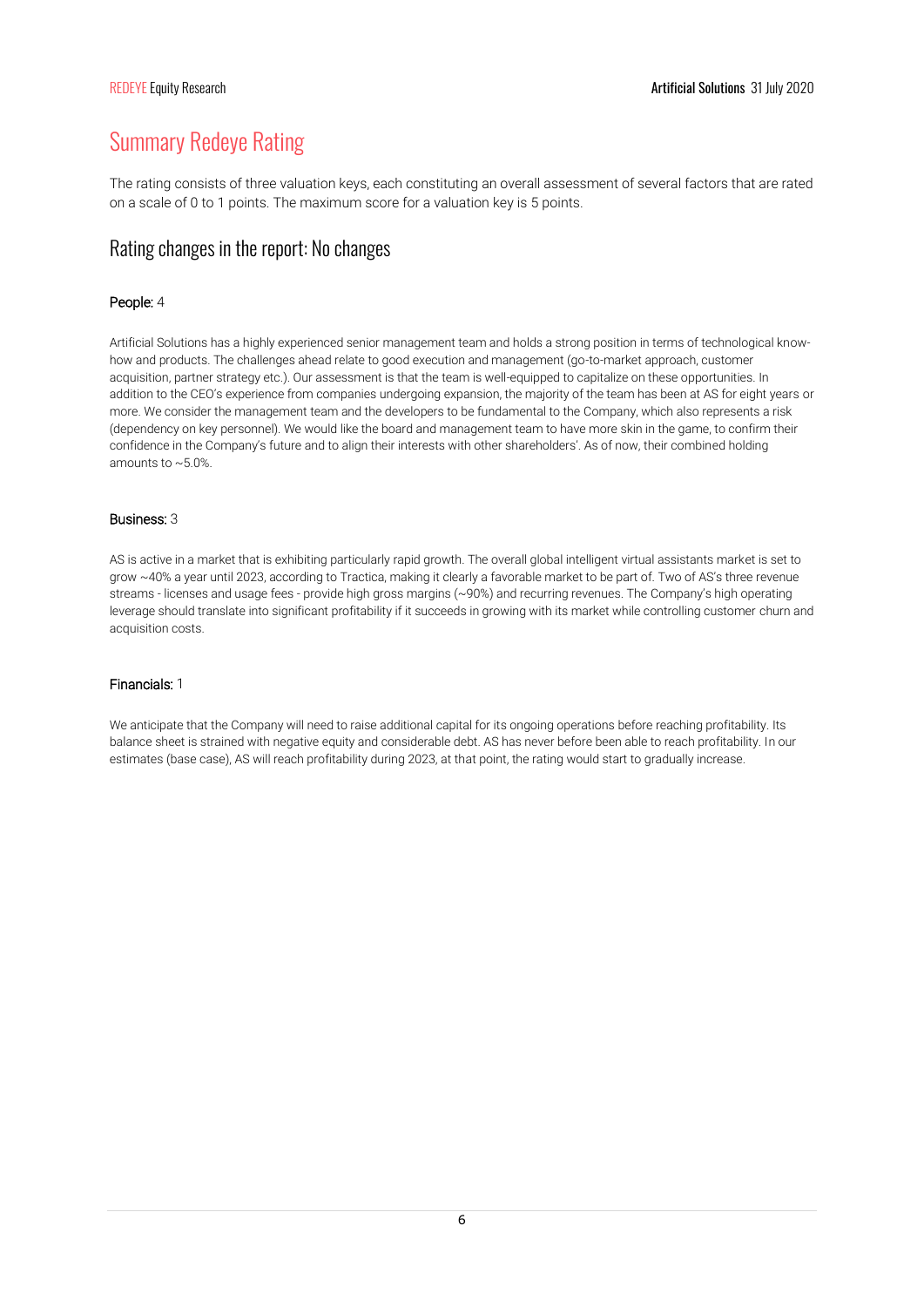# Summary Redeye Rating

The rating consists of three valuation keys, each constituting an overall assessment of several factors that are rated on a scale of 0 to 1 points. The maximum score for a valuation key is 5 points.

## Rating changes in the report: No changes

**People:** 4

Artificial Solutions has a highly experienced senior management team and holds a strong position in terms of technological know-how and products. The challenges ahead relate to good execution and management (go-to-market approach, customer acquisition, partner strategy etc.). Our assessment is that the team is well-equipped to capitalize on these opportunities. In addition to the CEO's experience from companies undergoing expansion, the majority of the team has been at AS for eight years or more. We consider the management team and the developers to be fundamental to the Company, which also represents a risk (dependency on key personnel). We would like the board and management team to have more skin in the game, to confirm their confidence in the Company's future and to align their interests with other shareholders'. As of now, their combined holding amounts to ~5.0%.

**Business:** 3

AS is active in a market that is exhibiting particularly rapid growth. The overall global intelligent virtual assistants market is set to grow ~40% a year until 2023, according to Tractica, making it clearly a favorable market to be part of. Two of AS's three revenue streams - licenses and usage fees - provide high gross margins (~90%) and recurring revenues. The Company's high operating leverage should translate into significant profitability if it succeeds in growing with its market while controlling customer churn and acquisition costs.

**Financials:** 1

We anticipate that the Company will need to raise additional capital for its ongoing operations before reaching profitability. Its balance sheet is strained with negative equity and considerable debt. AS has never before been able to reach profitability. In our estimates (base case), AS will reach profitability during 2023, at that point, the rating would start to gradually increase.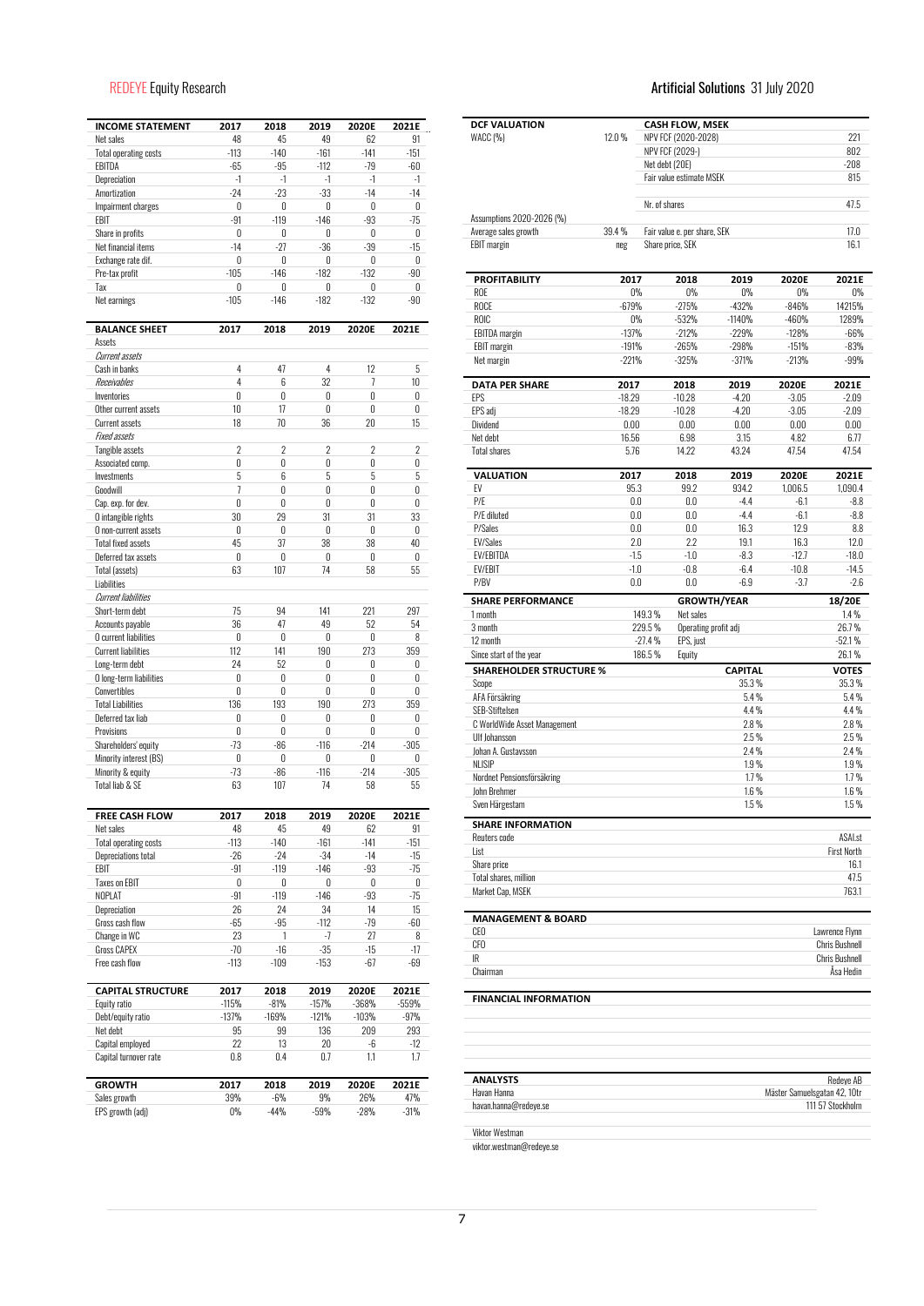| INCOME STATEMENT | 2017 | 2018 | 2019 | 2020E | 2021E |
|---|---|---|---|---|---|
| Net sales | 48 | 45 | 49 | 62 | 91 |
| Total operating costs | -113 | -140 | -161 | -141 | -151 |
| EBITDA | -65 | -95 | -112 | -79 | -60 |
| Depreciation | -1 | -1 | -1 | -1 | -1 |
| Amortization | -24 | -23 | -33 | -14 | -14 |
| Impairment charges | 0 | 0 | 0 | 0 | 0 |
| EBIT | -91 | -119 | -146 | -93 | -75 |
| Share in profits | 0 | 0 | 0 | 0 | 0 |
| Net financial items | -14 | -27 | -36 | -39 | -15 |
| Exchange rate dif. | 0 | 0 | 0 | 0 | 0 |
| Pre-tax profit | -105 | -146 | -182 | -132 | -90 |
| Tax | 0 | 0 | 0 | 0 | 0 |
| Net earnings | -105 | -146 | -182 | -132 | -90 |

| BALANCE SHEET | 2017 | 2018 | 2019 | 2020E | 2021E |
|---|---|---|---|---|---|
| Assets | | | | | |
| *Current assets* | | | | | |
| Cash in banks | 4 | 47 | 4 | 12 | 5 |
| *Receivables* | 4 | 6 | 32 | 7 | 10 |
| Inventories | 0 | 0 | 0 | 0 | 0 |
| Other current assets | 10 | 17 | 0 | 0 | 0 |
| Current assets | 18 | 70 | 36 | 20 | 15 |
| *Fixed assets* | | | | | |
| Tangible assets | 2 | 2 | 2 | 2 | 2 |
| Associated comp. | 0 | 0 | 0 | 0 | 0 |
| Investments | 5 | 6 | 5 | 5 | 5 |
| Goodwill | 7 | 0 | 0 | 0 | 0 |
| Cap. exp. for dev. | 0 | 0 | 0 | 0 | 0 |
| O intangible rights | 30 | 29 | 31 | 31 | 33 |
| O non-current assets | 0 | 0 | 0 | 0 | 0 |
| Total fixed assets | 45 | 37 | 38 | 38 | 40 |
| Deferred tax assets | 0 | 0 | 0 | 0 | 0 |
| Total (assets) | 63 | 107 | 74 | 58 | 55 |
| Liabilities | | | | | |
| *Current liabilities* | | | | | |
| Short-term debt | 75 | 94 | 141 | 221 | 297 |
| Accounts payable | 36 | 47 | 49 | 52 | 54 |
| O current liabilities | 0 | 0 | 0 | 0 | 8 |
| Current liabilities | 112 | 141 | 190 | 273 | 359 |
| Long-term debt | 24 | 52 | 0 | 0 | 0 |
| O long-term liabilities | 0 | 0 | 0 | 0 | 0 |
| Convertibles | 0 | 0 | 0 | 0 | 0 |
| Total Liabilities | 136 | 193 | 190 | 273 | 359 |
| Deferred tax liab | 0 | 0 | 0 | 0 | 0 |
| Provisions | 0 | 0 | 0 | 0 | 0 |
| Shareholders' equity | -73 | -86 | -116 | -214 | -305 |
| Minority interest (BS) | 0 | 0 | 0 | 0 | 0 |
| Minority & equity | -73 | -86 | -116 | -214 | -305 |
| Total liab & SE | 63 | 107 | 74 | 58 | 55 |

| FREE CASH FLOW | 2017 | 2018 | 2019 | 2020E | 2021E |
|---|---|---|---|---|---|
| Net sales | 48 | 45 | 49 | 62 | 91 |
| Total operating costs | -113 | -140 | -161 | -141 | -151 |
| Depreciations total | -26 | -24 | -34 | -14 | -15 |
| EBIT | -91 | -119 | -146 | -93 | -75 |
| Taxes on EBIT | 0 | 0 | 0 | 0 | 0 |
| NOPLAT | -91 | -119 | -146 | -93 | -75 |
| Depreciation | 26 | 24 | 34 | 14 | 15 |
| Gross cash flow | -65 | -95 | -112 | -79 | -60 |
| Change in WC | 23 | 1 | -7 | 27 | 8 |
| Gross CAPEX | -70 | -16 | -35 | -15 | -17 |
| Free cash flow | -113 | -109 | -153 | -67 | -69 |

| CAPITAL STRUCTURE | 2017 | 2018 | 2019 | 2020E | 2021E |
|---|---|---|---|---|---|
| Equity ratio | -115% | -81% | -157% | -368% | -559% |
| Debt/equity ratio | -137% | -169% | -121% | -103% | -97% |
| Net debt | 95 | 99 | 136 | 209 | 293 |
| Capital employed | 22 | 13 | 20 | -6 | -12 |
| Capital turnover rate | 0.8 | 0.4 | 0.7 | 1.1 | 1.7 |

| GROWTH | 2017 | 2018 | 2019 | 2020E | 2021E |
|---|---|---|---|---|---|
| Sales growth | 39% | -6% | 9% | 26% | 47% |
| EPS growth (adj) | 0% | -44% | -59% | -28% | -31% |

| DCF VALUATION | | CASH FLOW, MSEK | |
|---|---|---|---|
| WACC (%) | 12.0 % | NPV FCF (2020-2028) | 221 |
| | | NPV FCF (2029-) | 802 |
| | | Net debt (20E) | -208 |
| | | Fair value estimate MSEK | 815 |
| | | Nr. of shares | 47.5 |
| Assumptions 2020-2026 (%) | | | |
| Average sales growth | 39.4 % | Fair value e. per share, SEK | 17.0 |
| EBIT margin | neg | Share price, SEK | 16.1 |

| PROFITABILITY | 2017 | 2018 | 2019 | 2020E | 2021E |
|---|---|---|---|---|---|
| ROE | 0% | 0% | 0% | 0% | 0% |
| ROCE | -679% | -275% | -432% | -846% | 14215% |
| ROIC | 0% | -532% | -1140% | -460% | 1289% |
| EBITDA margin | -137% | -212% | -229% | -128% | -66% |
| EBIT margin | -191% | -265% | -298% | -151% | -83% |
| Net margin | -221% | -325% | -371% | -213% | -99% |

| DATA PER SHARE | 2017 | 2018 | 2019 | 2020E | 2021E |
|---|---|---|---|---|---|
| EPS | -18.29 | -10.28 | -4.20 | -3.05 | -2.09 |
| EPS adj | -18.29 | -10.28 | -4.20 | -3.05 | -2.09 |
| Dividend | 0.00 | 0.00 | 0.00 | 0.00 | 0.00 |
| Net debt | 16.56 | 6.98 | 3.15 | 4.82 | 6.77 |
| Total shares | 5.76 | 14.22 | 43.24 | 47.54 | 47.54 |

| VALUATION | 2017 | 2018 | 2019 | 2020E | 2021E |
|---|---|---|---|---|---|
| EV | 95.3 | 99.2 | 934.2 | 1,006.5 | 1,090.4 |
| P/E | 0.0 | 0.0 | -4.4 | -6.1 | -8.8 |
| P/E diluted | 0.0 | 0.0 | -4.4 | -6.1 | -8.8 |
| P/Sales | 0.0 | 0.0 | 16.3 | 12.9 | 8.8 |
| EV/Sales | 2.0 | 2.2 | 19.1 | 16.3 | 12.0 |
| EV/EBITDA | -1.5 | -1.0 | -8.3 | -12.7 | -18.0 |
| EV/EBIT | -1.0 | -0.8 | -6.4 | -10.8 | -14.5 |
| P/BV | 0.0 | 0.0 | -6.9 | -3.7 | -2.6 |

| SHARE PERFORMANCE | | GROWTH/YEAR | 18/20E |
|---|---|---|---|
| 1 month | 149.3 % | Net sales | 1.4 % |
| 3 month | 229.5 % | Operating profit adj | 26.7 % |
| 12 month | -27.4 % | EPS, just | -52.1 % |
| Since start of the year | 186.5 % | Equity | 26.1 % |

| SHAREHOLDER STRUCTURE % | CAPITAL | VOTES |
|---|---|---|
| Scope | 35.3 % | 35.3 % |
| AFA Försäkring | 5.4 % | 5.4 % |
| SEB-Stiftelsen | 4.4 % | 4.4 % |
| C WorldWide Asset Management | 2.8 % | 2.8 % |
| Ulf Johansson | 2.5 % | 2.5 % |
| Johan A. Gustavsson | 2.4 % | 2.4 % |
| NLISIP | 1.9 % | 1.9 % |
| Nordnet Pensionsförsäkring | 1.7 % | 1.7 % |
| John Brehmer | 1.6 % | 1.6 % |
| Sven Hägerstam | 1.5 % | 1.5 % |

| SHARE INFORMATION | |
|---|---|
| Reuters code | ASAI.st |
| List | First North |
| Share price | 16.1 |
| Total shares, million | 47.5 |
| Market Cap, MSEK | 763.1 |

| MANAGEMENT & BOARD | |
|---|---|
| CEO | Lawrence Flynn |
| CFO | Chris Bushnell |
| IR | Chris Bushnell |
| Chairman | Åsa Hedin |

**FINANCIAL INFORMATION**

| ANALYSTS | Redeye AB |
|---|---|
| Havan Hanna | Mäster Samuelsgatan 42, 10tr |
| havan.hanna@redeye.se | 111 57 Stockholm |
| Viktor Westman | |
| viktor.westman@redeye.se | |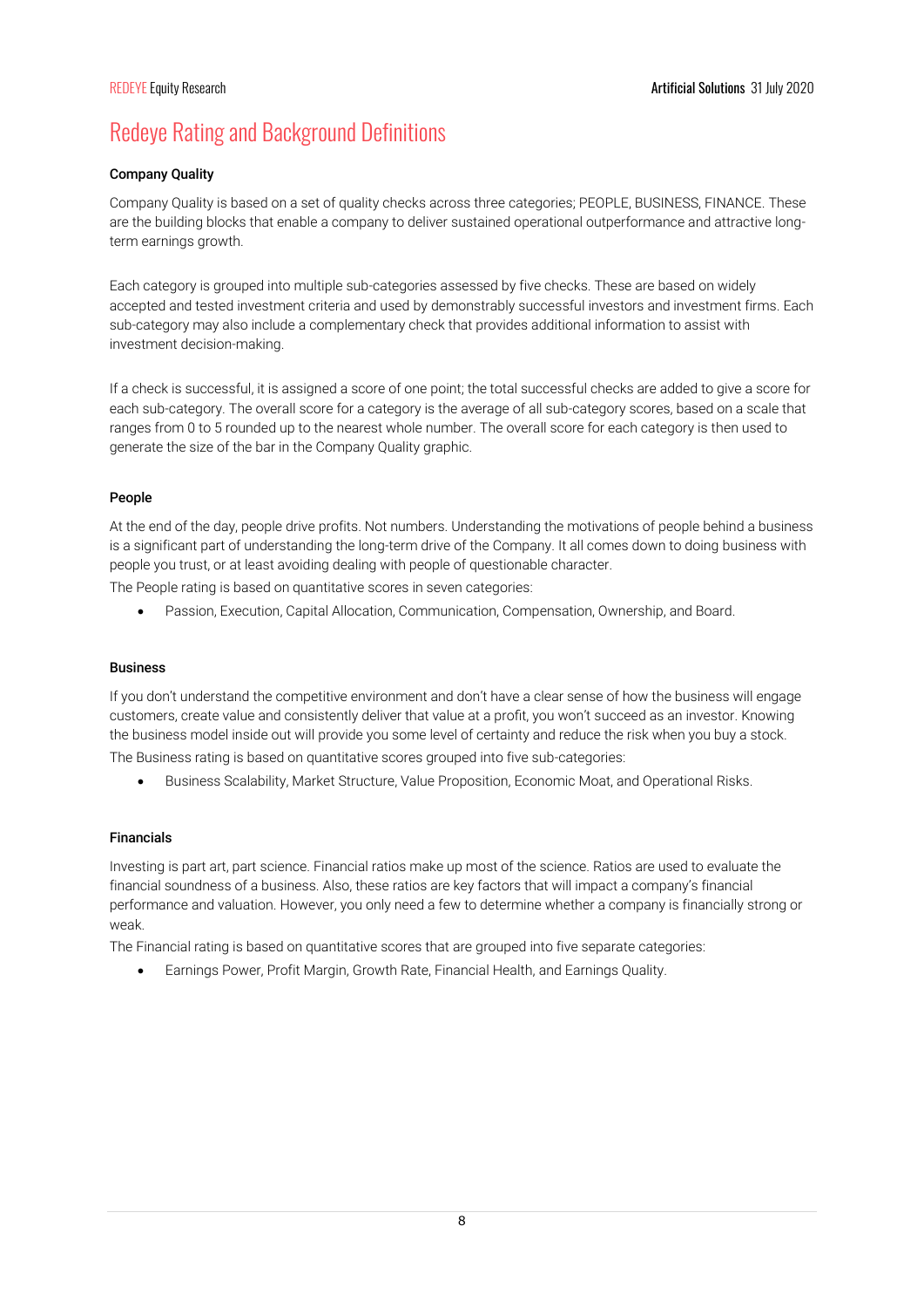# Redeye Rating and Background Definitions

**Company Quality**

Company Quality is based on a set of quality checks across three categories; PEOPLE, BUSINESS, FINANCE. These are the building blocks that enable a company to deliver sustained operational outperformance and attractive long-term earnings growth.

Each category is grouped into multiple sub-categories assessed by five checks. These are based on widely accepted and tested investment criteria and used by demonstrably successful investors and investment firms. Each sub-category may also include a complementary check that provides additional information to assist with investment decision-making.

If a check is successful, it is assigned a score of one point; the total successful checks are added to give a score for each sub-category. The overall score for a category is the average of all sub-category scores, based on a scale that ranges from 0 to 5 rounded up to the nearest whole number. The overall score for each category is then used to generate the size of the bar in the Company Quality graphic.

**People**

At the end of the day, people drive profits. Not numbers. Understanding the motivations of people behind a business is a significant part of understanding the long-term drive of the Company. It all comes down to doing business with people you trust, or at least avoiding dealing with people of questionable character.

The People rating is based on quantitative scores in seven categories:

- Passion, Execution, Capital Allocation, Communication, Compensation, Ownership, and Board.

**Business**

If you don't understand the competitive environment and don't have a clear sense of how the business will engage customers, create value and consistently deliver that value at a profit, you won't succeed as an investor. Knowing the business model inside out will provide you some level of certainty and reduce the risk when you buy a stock.

The Business rating is based on quantitative scores grouped into five sub-categories:

- Business Scalability, Market Structure, Value Proposition, Economic Moat, and Operational Risks.

**Financials**

Investing is part art, part science. Financial ratios make up most of the science. Ratios are used to evaluate the financial soundness of a business. Also, these ratios are key factors that will impact a company's financial performance and valuation. However, you only need a few to determine whether a company is financially strong or weak.

The Financial rating is based on quantitative scores that are grouped into five separate categories:

- Earnings Power, Profit Margin, Growth Rate, Financial Health, and Earnings Quality.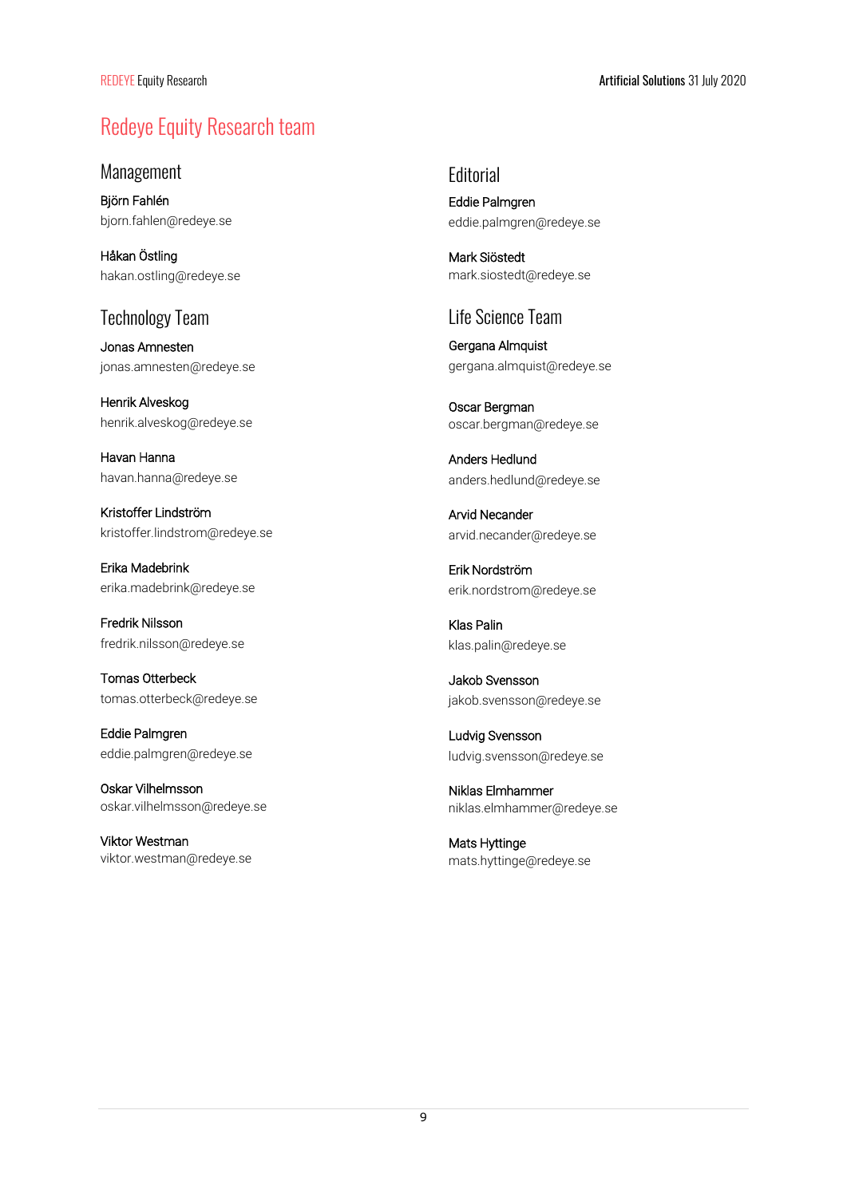# Redeye Equity Research team

## Management

Björn Fahlén
bjorn.fahlen@redeye.se

Håkan Östling
hakan.ostling@redeye.se

## Technology Team

Jonas Amnesten
jonas.amnesten@redeye.se

Henrik Alveskog
henrik.alveskog@redeye.se

Havan Hanna
havan.hanna@redeye.se

Kristoffer Lindström
kristoffer.lindstrom@redeye.se

Erika Madebrink
erika.madebrink@redeye.se

Fredrik Nilsson
fredrik.nilsson@redeye.se

Tomas Otterbeck
tomas.otterbeck@redeye.se

Eddie Palmgren
eddie.palmgren@redeye.se

Oskar Vilhelmsson
oskar.vilhelmsson@redeye.se

Viktor Westman
viktor.westman@redeye.se

## Editorial

Eddie Palmgren
eddie.palmgren@redeye.se

Mark Siöstedt
mark.siostedt@redeye.se

## Life Science Team

Gergana Almquist
gergana.almquist@redeye.se

Oscar Bergman
oscar.bergman@redeye.se

Anders Hedlund
anders.hedlund@redeye.se

Arvid Necander
arvid.necander@redeye.se

Erik Nordström
erik.nordstrom@redeye.se

Klas Palin
klas.palin@redeye.se

Jakob Svensson
jakob.svensson@redeye.se

Ludvig Svensson
ludvig.svensson@redeye.se

Niklas Elmhammer
niklas.elmhammer@redeye.se

Mats Hyttinge
mats.hyttinge@redeye.se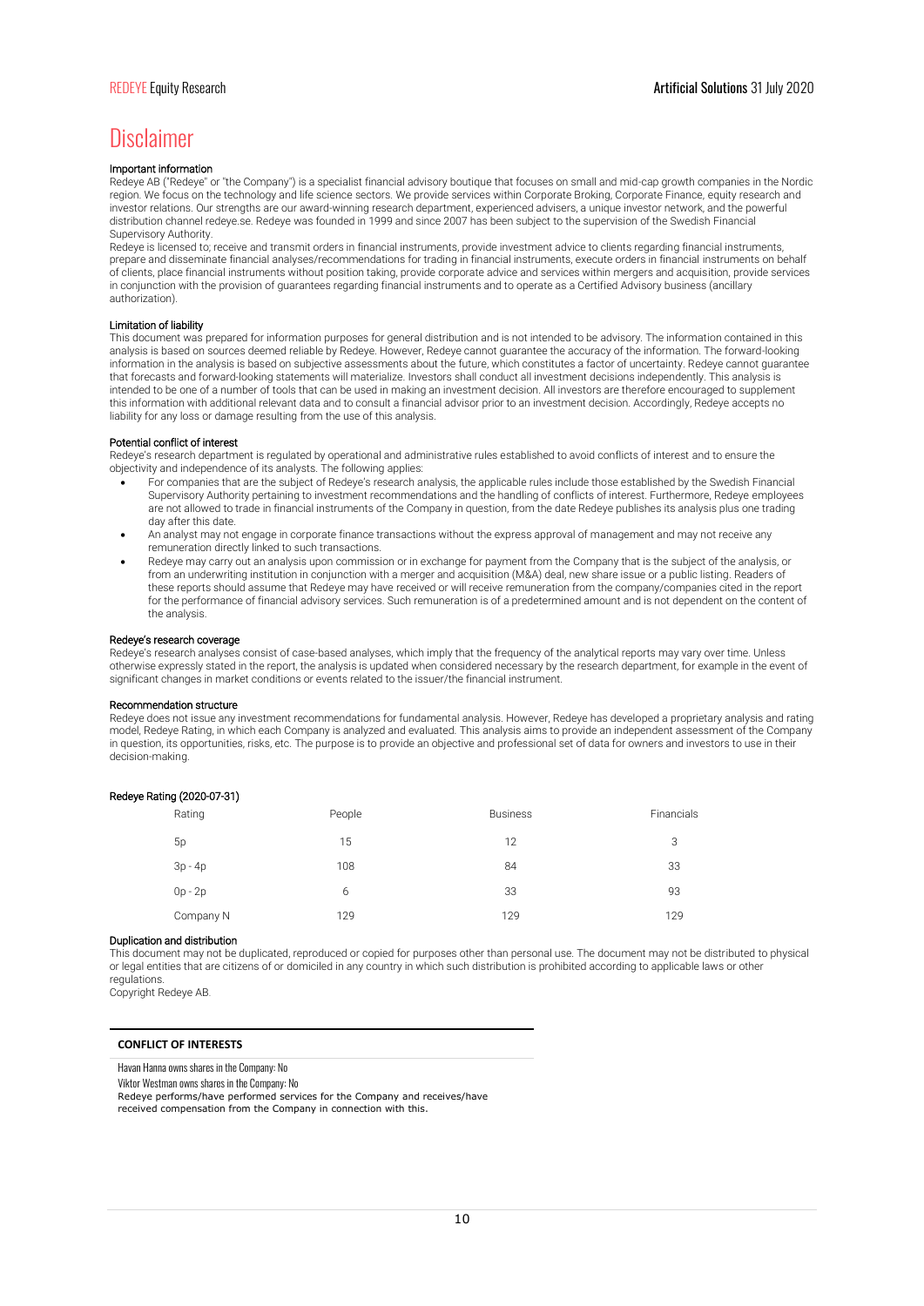# Disclaimer

### Important information

Redeye AB ("Redeye" or "the Company") is a specialist financial advisory boutique that focuses on small and mid-cap growth companies in the Nordic region. We focus on the technology and life science sectors. We provide services within Corporate Broking, Corporate Finance, equity research and investor relations. Our strengths are our award-winning research department, experienced advisers, a unique investor network, and the powerful distribution channel redeye.se. Redeye was founded in 1999 and since 2007 has been subject to the supervision of the Swedish Financial Supervisory Authority.

Redeye is licensed to; receive and transmit orders in financial instruments, provide investment advice to clients regarding financial instruments, prepare and disseminate financial analyses/recommendations for trading in financial instruments, execute orders in financial instruments on behalf of clients, place financial instruments without position taking, provide corporate advice and services within mergers and acquisition, provide services in conjunction with the provision of guarantees regarding financial instruments and to operate as a Certified Advisory business (ancillary authorization).

### Limitation of liability

This document was prepared for information purposes for general distribution and is not intended to be advisory. The information contained in this analysis is based on sources deemed reliable by Redeye. However, Redeye cannot guarantee the accuracy of the information. The forward-looking information in the analysis is based on subjective assessments about the future, which constitutes a factor of uncertainty. Redeye cannot guarantee that forecasts and forward-looking statements will materialize. Investors shall conduct all investment decisions independently. This analysis is intended to be one of a number of tools that can be used in making an investment decision. All investors are therefore encouraged to supplement this information with additional relevant data and to consult a financial advisor prior to an investment decision. Accordingly, Redeye accepts no liability for any loss or damage resulting from the use of this analysis.

### Potential conflict of interest

Redeye's research department is regulated by operational and administrative rules established to avoid conflicts of interest and to ensure the objectivity and independence of its analysts. The following applies:

- For companies that are the subject of Redeye's research analysis, the applicable rules include those established by the Swedish Financial Supervisory Authority pertaining to investment recommendations and the handling of conflicts of interest. Furthermore, Redeye employees are not allowed to trade in financial instruments of the Company in question, from the date Redeye publishes its analysis plus one trading day after this date.
- An analyst may not engage in corporate finance transactions without the express approval of management and may not receive any remuneration directly linked to such transactions.
- Redeye may carry out an analysis upon commission or in exchange for payment from the Company that is the subject of the analysis, or from an underwriting institution in conjunction with a merger and acquisition (M&A) deal, new share issue or a public listing. Readers of these reports should assume that Redeye may have received or will receive remuneration from the company/companies cited in the report for the performance of financial advisory services. Such remuneration is of a predetermined amount and is not dependent on the content of the analysis.

### Redeye's research coverage

Redeye's research analyses consist of case-based analyses, which imply that the frequency of the analytical reports may vary over time. Unless otherwise expressly stated in the report, the analysis is updated when considered necessary by the research department, for example in the event of significant changes in market conditions or events related to the issuer/the financial instrument.

### Recommendation structure

Redeye does not issue any investment recommendations for fundamental analysis. However, Redeye has developed a proprietary analysis and rating model, Redeye Rating, in which each Company is analyzed and evaluated. This analysis aims to provide an independent assessment of the Company in question, its opportunities, risks, etc. The purpose is to provide an objective and professional set of data for owners and investors to use in their decision-making.

### Redeye Rating (2020-07-31)

| Rating | People | Business | Financials |
|---|---|---|---|
| 5p | 15 | 12 | 3 |
| 3p - 4p | 108 | 84 | 33 |
| 0p - 2p | 6 | 33 | 93 |
| Company N | 129 | 129 | 129 |

### Duplication and distribution

This document may not be duplicated, reproduced or copied for purposes other than personal use. The document may not be distributed to physical or legal entities that are citizens of or domiciled in any country in which such distribution is prohibited according to applicable laws or other regulations.

Copyright Redeye AB.

**CONFLICT OF INTERESTS**

Havan Hanna owns shares in the Company: No

Viktor Westman owns shares in the Company: No

Redeye performs/have performed services for the Company and receives/have received compensation from the Company in connection with this.